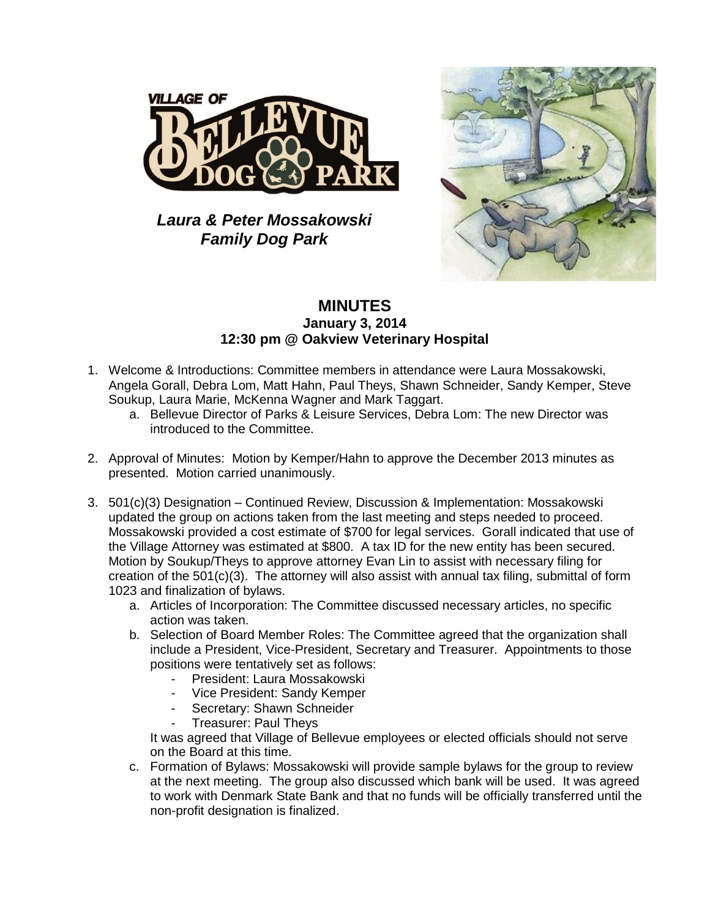***Laura & Peter Mossakowski Family Dog Park***

# MINUTES

### January 3, 2014
### 12:30 pm @ Oakview Veterinary Hospital

1. Welcome & Introductions: Committee members in attendance were Laura Mossakowski, Angela Gorall, Debra Lom, Matt Hahn, Paul Theys, Shawn Schneider, Sandy Kemper, Steve Soukup, Laura Marie, McKenna Wagner and Mark Taggart.
   a. Bellevue Director of Parks & Leisure Services, Debra Lom: The new Director was introduced to the Committee.

2. Approval of Minutes: Motion by Kemper/Hahn to approve the December 2013 minutes as presented. Motion carried unanimously.

3. 501(c)(3) Designation – Continued Review, Discussion & Implementation: Mossakowski updated the group on actions taken from the last meeting and steps needed to proceed. Mossakowski provided a cost estimate of $700 for legal services. Gorall indicated that use of the Village Attorney was estimated at $800. A tax ID for the new entity has been secured. Motion by Soukup/Theys to approve attorney Evan Lin to assist with necessary filing for creation of the 501(c)(3). The attorney will also assist with annual tax filing, submittal of form 1023 and finalization of bylaws.
   a. Articles of Incorporation: The Committee discussed necessary articles, no specific action was taken.
   b. Selection of Board Member Roles: The Committee agreed that the organization shall include a President, Vice-President, Secretary and Treasurer. Appointments to those positions were tentatively set as follows:
      - President: Laura Mossakowski
      - Vice President: Sandy Kemper
      - Secretary: Shawn Schneider
      - Treasurer: Paul Theys

      It was agreed that Village of Bellevue employees or elected officials should not serve on the Board at this time.
   c. Formation of Bylaws: Mossakowski will provide sample bylaws for the group to review at the next meeting. The group also discussed which bank will be used. It was agreed to work with Denmark State Bank and that no funds will be officially transferred until the non-profit designation is finalized.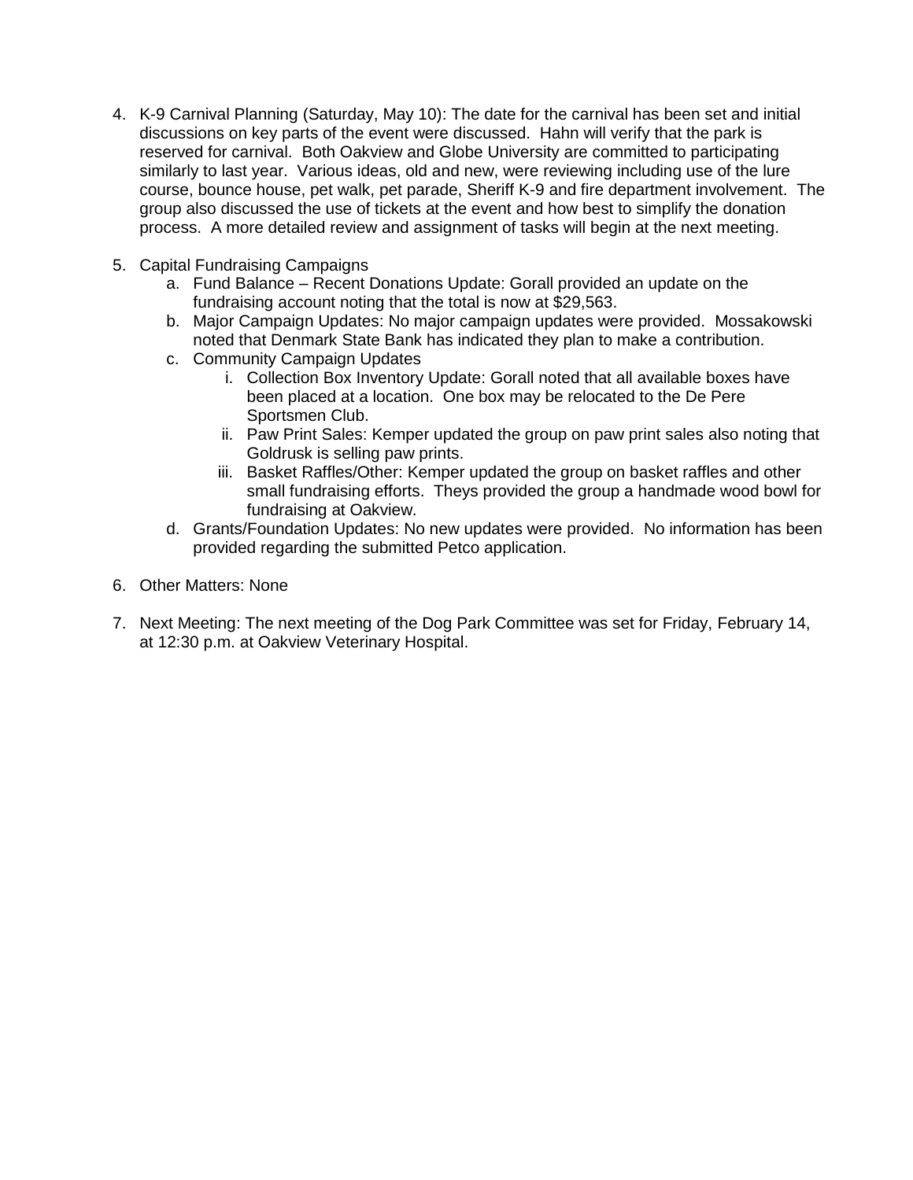4. K-9 Carnival Planning (Saturday, May 10): The date for the carnival has been set and initial discussions on key parts of the event were discussed. Hahn will verify that the park is reserved for carnival. Both Oakview and Globe University are committed to participating similarly to last year. Various ideas, old and new, were reviewing including use of the lure course, bounce house, pet walk, pet parade, Sheriff K-9 and fire department involvement. The group also discussed the use of tickets at the event and how best to simplify the donation process. A more detailed review and assignment of tasks will begin at the next meeting.

5. Capital Fundraising Campaigns
   a. Fund Balance – Recent Donations Update: Gorall provided an update on the fundraising account noting that the total is now at $29,563.
   b. Major Campaign Updates: No major campaign updates were provided. Mossakowski noted that Denmark State Bank has indicated they plan to make a contribution.
   c. Community Campaign Updates
      i. Collection Box Inventory Update: Gorall noted that all available boxes have been placed at a location. One box may be relocated to the De Pere Sportsmen Club.
      ii. Paw Print Sales: Kemper updated the group on paw print sales also noting that Goldrusk is selling paw prints.
      iii. Basket Raffles/Other: Kemper updated the group on basket raffles and other small fundraising efforts. Theys provided the group a handmade wood bowl for fundraising at Oakview.
   d. Grants/Foundation Updates: No new updates were provided. No information has been provided regarding the submitted Petco application.

6. Other Matters: None

7. Next Meeting: The next meeting of the Dog Park Committee was set for Friday, February 14, at 12:30 p.m. at Oakview Veterinary Hospital.